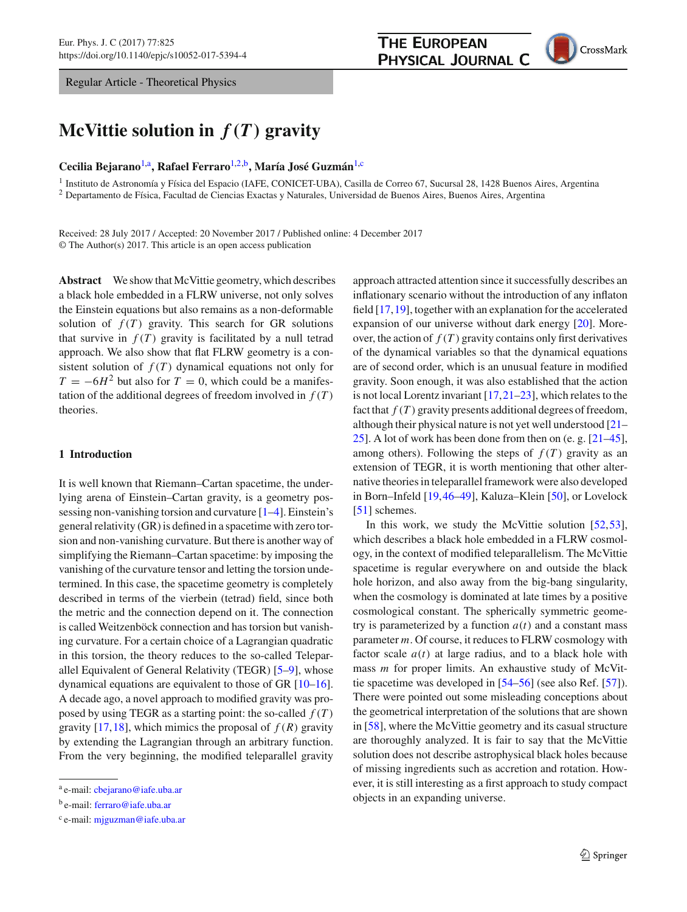Regular Article - Theoretical Physics

# McVittie solution in $f(T)$ gravity

**Cecilia Bejarano**[1,a], **Rafael Ferraro**[1,2,b], **María José Guzmán**[1,c]

[1] Instituto de Astronomía y Física del Espacio (IAFE, CONICET-UBA), Casilla de Correo 67, Sucursal 28, 1428 Buenos Aires, Argentina
[2] Departamento de Física, Facultad de Ciencias Exactas y Naturales, Universidad de Buenos Aires, Buenos Aires, Argentina

Received: 28 July 2017 / Accepted: 20 November 2017 / Published online: 4 December 2017
© The Author(s) 2017. This article is an open access publication

**Abstract** We show that McVittie geometry, which describes a black hole embedded in a FLRW universe, not only solves the Einstein equations but also remains as a non-deformable solution of $f(T)$ gravity. This search for GR solutions that survive in $f(T)$ gravity is facilitated by a null tetrad approach. We also show that flat FLRW geometry is a consistent solution of $f(T)$ dynamical equations not only for $T = -6H^2$ but also for $T = 0$, which could be a manifestation of the additional degrees of freedom involved in $f(T)$ theories.

## 1 Introduction

It is well known that Riemann–Cartan spacetime, the underlying arena of Einstein–Cartan gravity, is a geometry possessing non-vanishing torsion and curvature [1–4]. Einstein's general relativity (GR) is defined in a spacetime with zero torsion and non-vanishing curvature. But there is another way of simplifying the Riemann–Cartan spacetime: by imposing the vanishing of the curvature tensor and letting the torsion undetermined. In this case, the spacetime geometry is completely described in terms of the vierbein (tetrad) field, since both the metric and the connection depend on it. The connection is called Weitzenböck connection and has torsion but vanishing curvature. For a certain choice of a Lagrangian quadratic in this torsion, the theory reduces to the so-called Teleparallel Equivalent of General Relativity (TEGR) [5–9], whose dynamical equations are equivalent to those of GR [10–16]. A decade ago, a novel approach to modified gravity was proposed by using TEGR as a starting point: the so-called $f(T)$ gravity [17,18], which mimics the proposal of $f(R)$ gravity by extending the Lagrangian through an arbitrary function. From the very beginning, the modified teleparallel gravity approach attracted attention since it successfully describes an inflationary scenario without the introduction of any inflaton field [17,19], together with an explanation for the accelerated expansion of our universe without dark energy [20]. Moreover, the action of $f(T)$ gravity contains only first derivatives of the dynamical variables so that the dynamical equations are of second order, which is an unusual feature in modified gravity. Soon enough, it was also established that the action is not local Lorentz invariant [17,21–23], which relates to the fact that $f(T)$ gravity presents additional degrees of freedom, although their physical nature is not yet well understood [21–25]. A lot of work has been done from then on (e. g. [21–45], among others). Following the steps of $f(T)$ gravity as an extension of TEGR, it is worth mentioning that other alternative theories in teleparallel framework were also developed in Born–Infeld [19,46–49], Kaluza–Klein [50], or Lovelock [51] schemes.

In this work, we study the McVittie solution [52,53], which describes a black hole embedded in a FLRW cosmology, in the context of modified teleparallelism. The McVittie spacetime is regular everywhere on and outside the black hole horizon, and also away from the big-bang singularity, when the cosmology is dominated at late times by a positive cosmological constant. The spherically symmetric geometry is parameterized by a function $a(t)$ and a constant mass parameter $m$. Of course, it reduces to FLRW cosmology with factor scale $a(t)$ at large radius, and to a black hole with mass $m$ for proper limits. An exhaustive study of McVittie spacetime was developed in [54–56] (see also Ref. [57]). There were pointed out some misleading conceptions about the geometrical interpretation of the solutions that are shown in [58], where the McVittie geometry and its casual structure are thoroughly analyzed. It is fair to say that the McVittie solution does not describe astrophysical black holes because of missing ingredients such as accretion and rotation. However, it is still interesting as a first approach to study compact objects in an expanding universe.

---
[a] e-mail: cbejarano@iafe.uba.ar
[b] e-mail: ferraro@iafe.uba.ar
[c] e-mail: mjguzman@iafe.uba.ar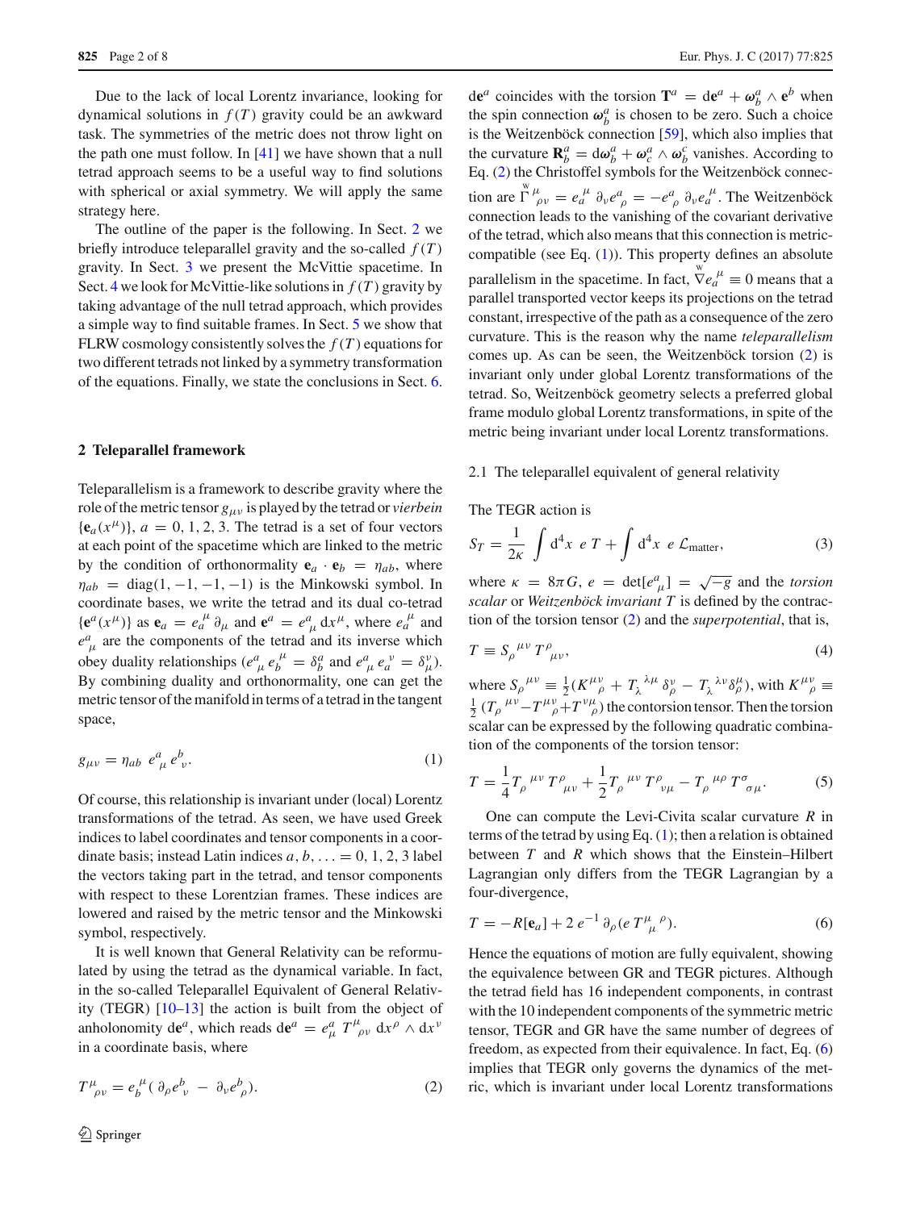Due to the lack of local Lorentz invariance, looking for dynamical solutions in $f(T)$ gravity could be an awkward task. The symmetries of the metric does not throw light on the path one must follow. In [41] we have shown that a null tetrad approach seems to be a useful way to find solutions with spherical or axial symmetry. We will apply the same strategy here.

The outline of the paper is the following. In Sect. 2 we briefly introduce teleparallel gravity and the so-called $f(T)$ gravity. In Sect. 3 we present the McVittie spacetime. In Sect. 4 we look for McVittie-like solutions in $f(T)$ gravity by taking advantage of the null tetrad approach, which provides a simple way to find suitable frames. In Sect. 5 we show that FLRW cosmology consistently solves the $f(T)$ equations for two different tetrads not linked by a symmetry transformation of the equations. Finally, we state the conclusions in Sect. 6.

## 2 Teleparallel framework

Teleparallelism is a framework to describe gravity where the role of the metric tensor $g_{\mu\nu}$ is played by the tetrad or *vierbein* $\{\mathbf{e}_a(x^\mu)\}$, $a = 0, 1, 2, 3$. The tetrad is a set of four vectors at each point of the spacetime which are linked to the metric by the condition of orthonormality $\mathbf{e}_a \cdot \mathbf{e}_b = \eta_{ab}$, where $\eta_{ab} = \mathrm{diag}(1, -1, -1, -1)$ is the Minkowski symbol. In coordinate bases, we write the tetrad and its dual co-tetrad $\{\mathbf{e}^a(x^\mu)\}$ as $\mathbf{e}_a = e_a^{\ \mu}\, \partial_\mu$ and $\mathbf{e}^a = e^a_{\ \mu}\, \mathrm{d}x^\mu$, where $e_a^{\ \mu}$ and $e^a_{\ \mu}$ are the components of the tetrad and its inverse which obey duality relationships ($e^a_{\ \mu}\, e_b^{\ \mu} = \delta^a_b$ and $e^a_{\ \mu}\, e_a^{\ \nu} = \delta^\nu_\mu$). By combining duality and orthonormality, one can get the metric tensor of the manifold in terms of a tetrad in the tangent space,

$$g_{\mu\nu} = \eta_{ab}\ e^a_{\ \mu}\, e^b_{\ \nu}. \tag{1}$$

Of course, this relationship is invariant under (local) Lorentz transformations of the tetrad. As seen, we have used Greek indices to label coordinates and tensor components in a coordinate basis; instead Latin indices $a, b, \ldots = 0, 1, 2, 3$ label the vectors taking part in the tetrad, and tensor components with respect to these Lorentzian frames. These indices are lowered and raised by the metric tensor and the Minkowski symbol, respectively.

It is well known that General Relativity can be reformulated by using the tetrad as the dynamical variable. In fact, in the so-called Teleparallel Equivalent of General Relativity (TEGR) [10–13] the action is built from the object of anholonomity $\mathrm{d}\mathbf{e}^a$, which reads $\mathrm{d}\mathbf{e}^a = e^a_\mu\ T^\mu_{\ \rho\nu}\ \mathrm{d}x^\rho \wedge \mathrm{d}x^\nu$ in a coordinate basis, where

$$T^\mu_{\ \rho\nu} = e_b^{\ \mu}(\,\partial_\rho e^b_{\ \nu}\ -\ \partial_\nu e^b_{\ \rho}). \tag{2}$$

$\mathrm{d}\mathbf{e}^a$ coincides with the torsion $\mathbf{T}^a = \mathrm{d}\mathbf{e}^a + \boldsymbol{\omega}^a_b \wedge \mathbf{e}^b$ when the spin connection $\boldsymbol{\omega}^a_b$ is chosen to be zero. Such a choice is the Weitzenböck connection [59], which also implies that the curvature $\mathbf{R}^a_b = \mathrm{d}\boldsymbol{\omega}^a_b + \boldsymbol{\omega}^a_c \wedge \boldsymbol{\omega}^c_b$ vanishes. According to Eq. (2) the Christoffel symbols for the Weitzenböck connection are $\overset{\mathrm{w}}{\Gamma}{}^{\mu}_{\ \rho\nu} = e_a^{\ \mu}\ \partial_\nu e^a_{\ \rho} = -e^a_{\ \rho}\ \partial_\nu e_a^{\ \mu}$. The Weitzenböck connection leads to the vanishing of the covariant derivative of the tetrad, which also means that this connection is metric-compatible (see Eq. (1)). This property defines an absolute parallelism in the spacetime. In fact, $\overset{\mathrm{w}}{\nabla} e_a^{\ \mu} \equiv 0$ means that a parallel transported vector keeps its projections on the tetrad constant, irrespective of the path as a consequence of the zero curvature. This is the reason why the name *teleparallelism* comes up. As can be seen, the Weitzenböck torsion (2) is invariant only under global Lorentz transformations of the tetrad. So, Weitzenböck geometry selects a preferred global frame modulo global Lorentz transformations, in spite of the metric being invariant under local Lorentz transformations.

### 2.1 The teleparallel equivalent of general relativity

The TEGR action is

$$S_T = \frac{1}{2\kappa}\int \mathrm{d}^4x\ e\ T + \int \mathrm{d}^4x\ e\ \mathcal{L}_{\mathrm{matter}}, \tag{3}$$

where $\kappa = 8\pi G$, $e = \det[e^a_{\ \mu}] = \sqrt{-g}$ and the *torsion scalar* or *Weitzenböck invariant* $T$ is defined by the contraction of the torsion tensor (2) and the *superpotential*, that is,

$$T \equiv S_\rho^{\ \mu\nu}\, T^\rho_{\ \mu\nu}, \tag{4}$$

where $S_\rho^{\ \mu\nu} \equiv \frac{1}{2}(K^{\mu\nu}_{\ \ \ \rho} + T_\lambda^{\ \lambda\mu}\,\delta^\nu_\rho - T_\lambda^{\ \lambda\nu}\delta^\mu_\rho)$, with $K^{\mu\nu}_{\ \ \ \rho} \equiv \frac{1}{2}(T_\rho^{\ \ \mu\nu} - T^{\mu\nu}_{\ \ \ \rho} + T^{\nu\mu}_{\ \ \ \rho})$ the contorsion tensor. Then the torsion scalar can be expressed by the following quadratic combination of the components of the torsion tensor:

$$T = \frac{1}{4}T_\rho^{\ \mu\nu}\, T^\rho_{\ \mu\nu} + \frac{1}{2}T_\rho^{\ \mu\nu}\, T^\rho_{\ \nu\mu} - T_\rho^{\ \mu\rho}\, T^\sigma_{\ \sigma\mu}. \tag{5}$$

One can compute the Levi-Civita scalar curvature $R$ in terms of the tetrad by using Eq. (1); then a relation is obtained between $T$ and $R$ which shows that the Einstein–Hilbert Lagrangian only differs from the TEGR Lagrangian by a four-divergence,

$$T = -R[\mathbf{e}_a] + 2\, e^{-1}\, \partial_\rho(e\, T^{\mu\ \rho}_{\ \mu}). \tag{6}$$

Hence the equations of motion are fully equivalent, showing the equivalence between GR and TEGR pictures. Although the tetrad field has 16 independent components, in contrast with the 10 independent components of the symmetric metric tensor, TEGR and GR have the same number of degrees of freedom, as expected from their equivalence. In fact, Eq. (6) implies that TEGR only governs the dynamics of the metric, which is invariant under local Lorentz transformations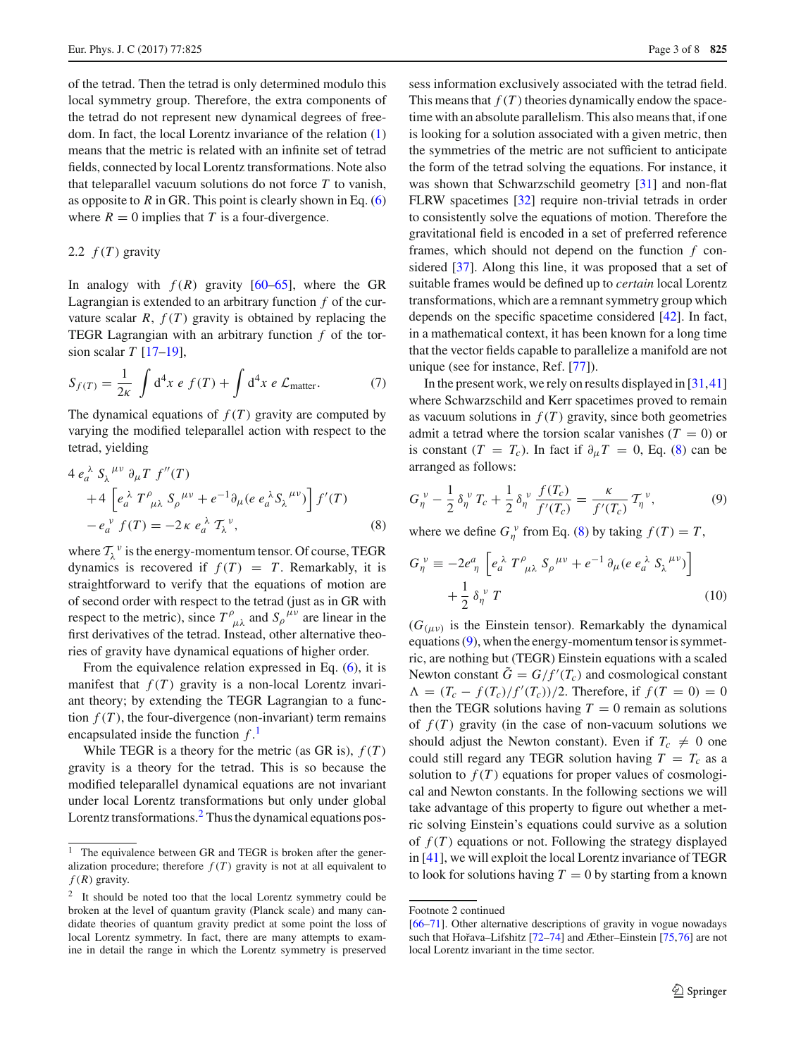of the tetrad. Then the tetrad is only determined modulo this local symmetry group. Therefore, the extra components of the tetrad do not represent new dynamical degrees of freedom. In fact, the local Lorentz invariance of the relation (1) means that the metric is related with an infinite set of tetrad fields, connected by local Lorentz transformations. Note also that teleparallel vacuum solutions do not force $T$ to vanish, as opposite to $R$ in GR. This point is clearly shown in Eq. (6) where $R = 0$ implies that $T$ is a four-divergence.

### 2.2 $f(T)$ gravity

In analogy with $f(R)$ gravity [60–65], where the GR Lagrangian is extended to an arbitrary function $f$ of the curvature scalar $R$, $f(T)$ gravity is obtained by replacing the TEGR Lagrangian with an arbitrary function $f$ of the torsion scalar $T$ [17–19],

$$S_{f(T)} = \frac{1}{2\kappa} \int \mathrm{d}^4x \; e \; f(T) + \int \mathrm{d}^4x \; e \; \mathcal{L}_{\text{matter}}. \qquad (7)$$

The dynamical equations of $f(T)$ gravity are computed by varying the modified teleparallel action with respect to the tetrad, yielding

$$\begin{aligned} &4 \, e_a^{\;\lambda} \, S_\lambda^{\;\mu\nu} \, \partial_\mu T \, f''(T) \\ &\quad + 4 \left[ e_a^{\;\lambda} \, T^\rho_{\;\mu\lambda} \, S_\rho^{\;\mu\nu} + e^{-1} \partial_\mu (e \, e_a^{\;\lambda} S_\lambda^{\;\mu\nu}) \right] f'(T) \\ &\quad - e_a^{\;\nu} \, f(T) = -2 \, \kappa \, e_a^{\;\lambda} \, \mathcal{T}_\lambda^{\;\nu}, \end{aligned} \qquad (8)$$

where $\mathcal{T}_\lambda^{\;\nu}$ is the energy-momentum tensor. Of course, TEGR dynamics is recovered if $f(T) = T$. Remarkably, it is straightforward to verify that the equations of motion are of second order with respect to the tetrad (just as in GR with respect to the metric), since $T^\rho_{\;\mu\lambda}$ and $S_\rho^{\;\mu\nu}$ are linear in the first derivatives of the tetrad. Instead, other alternative theories of gravity have dynamical equations of higher order.

From the equivalence relation expressed in Eq. (6), it is manifest that $f(T)$ gravity is a non-local Lorentz invariant theory; by extending the TEGR Lagrangian to a function $f(T)$, the four-divergence (non-invariant) term remains encapsulated inside the function $f$.[1]

While TEGR is a theory for the metric (as GR is), $f(T)$ gravity is a theory for the tetrad. This is so because the modified teleparallel dynamical equations are not invariant under local Lorentz transformations but only under global Lorentz transformations.[2] Thus the dynamical equations possess information exclusively associated with the tetrad field. This means that $f(T)$ theories dynamically endow the spacetime with an absolute parallelism. This also means that, if one is looking for a solution associated with a given metric, then the symmetries of the metric are not sufficient to anticipate the form of the tetrad solving the equations. For instance, it was shown that Schwarzschild geometry [31] and non-flat FLRW spacetimes [32] require non-trivial tetrads in order to consistently solve the equations of motion. Therefore the gravitational field is encoded in a set of preferred reference frames, which should not depend on the function $f$ considered [37]. Along this line, it was proposed that a set of suitable frames would be defined up to *certain* local Lorentz transformations, which are a remnant symmetry group which depends on the specific spacetime considered [42]. In fact, in a mathematical context, it has been known for a long time that the vector fields capable to parallelize a manifold are not unique (see for instance, Ref. [77]).

In the present work, we rely on results displayed in [31,41] where Schwarzschild and Kerr spacetimes proved to remain as vacuum solutions in $f(T)$ gravity, since both geometries admit a tetrad where the torsion scalar vanishes ($T = 0$) or is constant ($T = T_c$). In fact if $\partial_\mu T = 0$, Eq. (8) can be arranged as follows:

$$G_\eta^{\;\nu} - \frac{1}{2} \, \delta_\eta^{\;\nu} \, T_c + \frac{1}{2} \, \delta_\eta^{\;\nu} \, \frac{f(T_c)}{f'(T_c)} = \frac{\kappa}{f'(T_c)} \, \mathcal{T}_\eta^{\;\nu}, \qquad (9)$$

where we define $G_\eta^{\;\nu}$ from Eq. (8) by taking $f(T) = T$,

$$\begin{aligned} G_\eta^{\;\nu} \equiv &-2 e^a_{\;\eta} \left[ e_a^{\;\lambda} \, T^\rho_{\;\mu\lambda} \, S_\rho^{\;\mu\nu} + e^{-1} \, \partial_\mu (e \, e_a^{\;\lambda} \, S_\lambda^{\;\mu\nu}) \right] \\ &+ \frac{1}{2} \, \delta_\eta^{\;\nu} \, T \end{aligned} \qquad (10)$$

($G_{(\mu\nu)}$ is the Einstein tensor). Remarkably the dynamical equations (9), when the energy-momentum tensor is symmetric, are nothing but (TEGR) Einstein equations with a scaled Newton constant $\tilde{G} = G/f'(T_c)$ and cosmological constant $\Lambda = (T_c - f(T_c)/f'(T_c))/2$. Therefore, if $f(T = 0) = 0$ then the TEGR solutions having $T = 0$ remain as solutions of $f(T)$ gravity (in the case of non-vacuum solutions we should adjust the Newton constant). Even if $T_c \neq 0$ one could still regard any TEGR solution having $T = T_c$ as a solution to $f(T)$ equations for proper values of cosmological and Newton constants. In the following sections we will take advantage of this property to figure out whether a metric solving Einstein's equations could survive as a solution of $f(T)$ equations or not. Following the strategy displayed in [41], we will exploit the local Lorentz invariance of TEGR to look for solutions having $T = 0$ by starting from a known

---

[1] The equivalence between GR and TEGR is broken after the generalization procedure; therefore $f(T)$ gravity is not at all equivalent to $f(R)$ gravity.

[2] It should be noted too that the local Lorentz symmetry could be broken at the level of quantum gravity (Planck scale) and many candidate theories of quantum gravity predict at some point the loss of local Lorentz symmetry. In fact, there are many attempts to examine in detail the range in which the Lorentz symmetry is preserved [66–71]. Other alternative descriptions of gravity in vogue nowadays such that Hořava–Lifshitz [72–74] and Æther–Einstein [75,76] are not local Lorentz invariant in the time sector.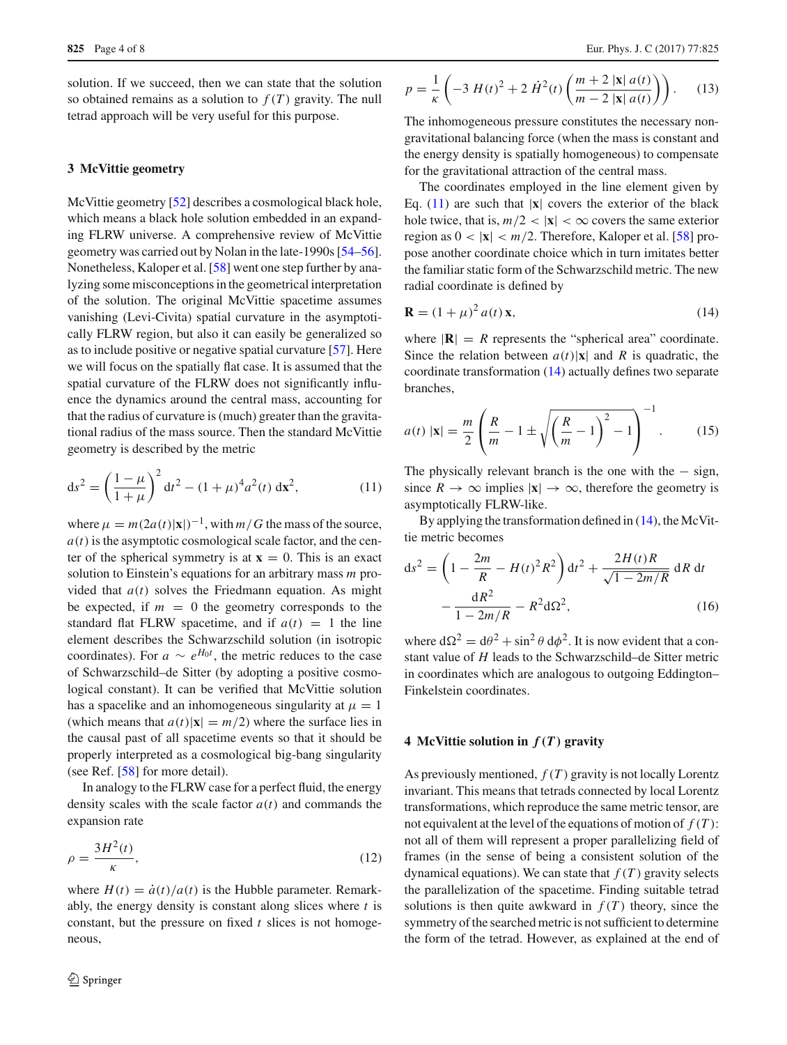solution. If we succeed, then we can state that the solution so obtained remains as a solution to $f(T)$ gravity. The null tetrad approach will be very useful for this purpose.

## 3 McVittie geometry

McVittie geometry [52] describes a cosmological black hole, which means a black hole solution embedded in an expanding FLRW universe. A comprehensive review of McVittie geometry was carried out by Nolan in the late-1990s [54–56]. Nonetheless, Kaloper et al. [58] went one step further by analyzing some misconceptions in the geometrical interpretation of the solution. The original McVittie spacetime assumes vanishing (Levi-Civita) spatial curvature in the asymptotically FLRW region, but also it can easily be generalized so as to include positive or negative spatial curvature [57]. Here we will focus on the spatially flat case. It is assumed that the spatial curvature of the FLRW does not significantly influence the dynamics around the central mass, accounting for that the radius of curvature is (much) greater than the gravitational radius of the mass source. Then the standard McVittie geometry is described by the metric

$$
\mathrm{d}s^2 = \left(\frac{1-\mu}{1+\mu}\right)^2 \mathrm{d}t^2 - (1+\mu)^4 a^2(t)\, \mathrm{d}\mathbf{x}^2, \tag{11}
$$

where $\mu = m(2a(t)|\mathbf{x}|)^{-1}$, with $m/G$ the mass of the source, $a(t)$ is the asymptotic cosmological scale factor, and the center of the spherical symmetry is at $\mathbf{x} = 0$. This is an exact solution to Einstein's equations for an arbitrary mass $m$ provided that $a(t)$ solves the Friedmann equation. As might be expected, if $m = 0$ the geometry corresponds to the standard flat FLRW spacetime, and if $a(t) = 1$ the line element describes the Schwarzschild solution (in isotropic coordinates). For $a \sim e^{H_0 t}$, the metric reduces to the case of Schwarzschild–de Sitter (by adopting a positive cosmological constant). It can be verified that McVittie solution has a spacelike and an inhomogeneous singularity at $\mu = 1$ (which means that $a(t)|\mathbf{x}| = m/2$) where the surface lies in the causal past of all spacetime events so that it should be properly interpreted as a cosmological big-bang singularity (see Ref. [58] for more detail).

In analogy to the FLRW case for a perfect fluid, the energy density scales with the scale factor $a(t)$ and commands the expansion rate

$$
\rho = \frac{3H^2(t)}{\kappa}, \tag{12}
$$

where $H(t) = \dot{a}(t)/a(t)$ is the Hubble parameter. Remarkably, the energy density is constant along slices where $t$ is constant, but the pressure on fixed $t$ slices is not homogeneous,

$$
p = \frac{1}{\kappa}\left(-3\,H(t)^2 + 2\,\dot{H}^2(t)\left(\frac{m + 2\,|\mathbf{x}|\,a(t)}{m - 2\,|\mathbf{x}|\,a(t)}\right)\right). \tag{13}
$$

The inhomogeneous pressure constitutes the necessary non-gravitational balancing force (when the mass is constant and the energy density is spatially homogeneous) to compensate for the gravitational attraction of the central mass.

The coordinates employed in the line element given by Eq. (11) are such that $|\mathbf{x}|$ covers the exterior of the black hole twice, that is, $m/2 < |\mathbf{x}| < \infty$ covers the same exterior region as $0 < |\mathbf{x}| < m/2$. Therefore, Kaloper et al. [58] propose another coordinate choice which in turn imitates better the familiar static form of the Schwarzschild metric. The new radial coordinate is defined by

$$
\mathbf{R} = (1+\mu)^2\, a(t)\, \mathbf{x}, \tag{14}
$$

where $|\mathbf{R}| = R$ represents the "spherical area" coordinate. Since the relation between $a(t)|\mathbf{x}|$ and $R$ is quadratic, the coordinate transformation (14) actually defines two separate branches,

$$
a(t)\,|\mathbf{x}| = \frac{m}{2}\left(\frac{R}{m} - 1 \pm \sqrt{\left(\frac{R}{m} - 1\right)^2 - 1}\right)^{-1}. \tag{15}
$$

The physically relevant branch is the one with the $-$ sign, since $R \to \infty$ implies $|\mathbf{x}| \to \infty$, therefore the geometry is asymptotically FLRW-like.

By applying the transformation defined in (14), the McVittie metric becomes

$$
\mathrm{d}s^2 = \left(1 - \frac{2m}{R} - H(t)^2 R^2\right)\mathrm{d}t^2 + \frac{2H(t)R}{\sqrt{1 - 2m/R}}\,\mathrm{d}R\,\mathrm{d}t - \frac{\mathrm{d}R^2}{1 - 2m/R} - R^2 \mathrm{d}\Omega^2, \tag{16}
$$

where $\mathrm{d}\Omega^2 = \mathrm{d}\theta^2 + \sin^2\theta\,\mathrm{d}\phi^2$. It is now evident that a constant value of $H$ leads to the Schwarzschild–de Sitter metric in coordinates which are analogous to outgoing Eddington–Finkelstein coordinates.

## 4 McVittie solution in $f(T)$ gravity

As previously mentioned, $f(T)$ gravity is not locally Lorentz invariant. This means that tetrads connected by local Lorentz transformations, which reproduce the same metric tensor, are not equivalent at the level of the equations of motion of $f(T)$: not all of them will represent a proper parallelizing field of frames (in the sense of being a consistent solution of the dynamical equations). We can state that $f(T)$ gravity selects the parallelization of the spacetime. Finding suitable tetrad solutions is then quite awkward in $f(T)$ theory, since the symmetry of the searched metric is not sufficient to determine the form of the tetrad. However, as explained at the end of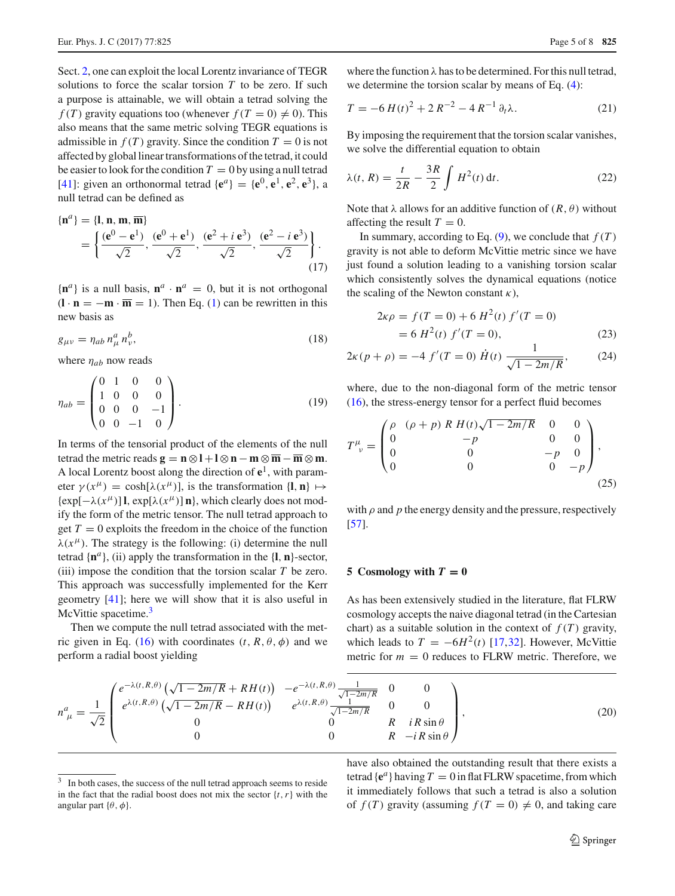Sect. 2, one can exploit the local Lorentz invariance of TEGR solutions to force the scalar torsion $T$ to be zero. If such a purpose is attainable, we will obtain a tetrad solving the $f(T)$ gravity equations too (whenever $f(T=0) \neq 0$). This also means that the same metric solving TEGR equations is admissible in $f(T)$ gravity. Since the condition $T=0$ is not affected by global linear transformations of the tetrad, it could be easier to look for the condition $T=0$ by using a null tetrad [41]: given an orthonormal tetrad $\{\mathbf{e}^a\} = \{\mathbf{e}^0, \mathbf{e}^1, \mathbf{e}^2, \mathbf{e}^3\}$, a null tetrad can be defined as

$$\{\mathbf{n}^a\} = \{\mathbf{l}, \mathbf{n}, \mathbf{m}, \overline{\mathbf{m}}\} = \left\{ \frac{(\mathbf{e}^0 - \mathbf{e}^1)}{\sqrt{2}}, \frac{(\mathbf{e}^0 + \mathbf{e}^1)}{\sqrt{2}}, \frac{(\mathbf{e}^2 + i\,\mathbf{e}^3)}{\sqrt{2}}, \frac{(\mathbf{e}^2 - i\,\mathbf{e}^3)}{\sqrt{2}} \right\}. \tag{17}$$

$\{\mathbf{n}^a\}$ is a null basis, $\mathbf{n}^a \cdot \mathbf{n}^a = 0$, but it is not orthogonal ($\mathbf{l} \cdot \mathbf{n} = -\mathbf{m} \cdot \overline{\mathbf{m}} = 1$). Then Eq. (1) can be rewritten in this new basis as

$$g_{\mu\nu} = \eta_{ab}\, n^a_\mu\, n^b_\nu, \tag{18}$$

where $\eta_{ab}$ now reads

$$\eta_{ab} = \begin{pmatrix} 0 & 1 & 0 & 0 \\ 1 & 0 & 0 & 0 \\ 0 & 0 & 0 & -1 \\ 0 & 0 & -1 & 0 \end{pmatrix}. \tag{19}$$

In terms of the tensorial product of the elements of the null tetrad the metric reads $\mathbf{g} = \mathbf{n} \otimes \mathbf{l} + \mathbf{l} \otimes \mathbf{n} - \mathbf{m} \otimes \overline{\mathbf{m}} - \overline{\mathbf{m}} \otimes \mathbf{m}$. A local Lorentz boost along the direction of $\mathbf{e}^1$, with parameter $\gamma(x^\mu) = \cosh[\lambda(x^\mu)]$, is the transformation $\{\mathbf{l}, \mathbf{n}\} \mapsto \{\exp[-\lambda(x^\mu)]\,\mathbf{l}, \exp[\lambda(x^\mu)]\,\mathbf{n}\}$, which clearly does not modify the form of the metric tensor. The null tetrad approach to get $T=0$ exploits the freedom in the choice of the function $\lambda(x^\mu)$. The strategy is the following: (i) determine the null tetrad $\{\mathbf{n}^a\}$, (ii) apply the transformation in the $\{\mathbf{l}, \mathbf{n}\}$-sector, (iii) impose the condition that the torsion scalar $T$ be zero. This approach was successfully implemented for the Kerr geometry [41]; here we will show that it is also useful in McVittie spacetime.[3]

Then we compute the null tetrad associated with the metric given in Eq. (16) with coordinates $(t, R, \theta, \phi)$ and we perform a radial boost yielding

$$n^a{}_\mu = \frac{1}{\sqrt{2}} \begin{pmatrix} e^{-\lambda(t,R,\theta)}\left(\sqrt{1-2m/R} + RH(t)\right) & -e^{-\lambda(t,R,\theta)} \frac{1}{\sqrt{1-2m/R}} & 0 & 0 \\ e^{\lambda(t,R,\theta)}\left(\sqrt{1-2m/R} - RH(t)\right) & e^{\lambda(t,R,\theta)} \frac{1}{\sqrt{1-2m/R}} & 0 & 0 \\ 0 & 0 & R & i\,R\sin\theta \\ 0 & 0 & R & -i\,R\sin\theta \end{pmatrix}, \tag{20}$$

where the function $\lambda$ has to be determined. For this null tetrad, we determine the torsion scalar by means of Eq. (4):

$$T = -6\,H(t)^2 + 2\,R^{-2} - 4\,R^{-1}\,\partial_t\lambda. \tag{21}$$

By imposing the requirement that the torsion scalar vanishes, we solve the differential equation to obtain

$$\lambda(t, R) = \frac{t}{2R} - \frac{3R}{2} \int H^2(t)\,\mathrm{d}t. \tag{22}$$

Note that $\lambda$ allows for an additive function of $(R, \theta)$ without affecting the result $T=0$.

In summary, according to Eq. (9), we conclude that $f(T)$ gravity is not able to deform McVittie metric since we have just found a solution leading to a vanishing torsion scalar which consistently solves the dynamical equations (notice the scaling of the Newton constant $\kappa$),

$$\begin{aligned} 2\kappa\rho &= f(T=0) + 6\,H^2(t)\,f'(T=0) \\ &= 6\,H^2(t)\,f'(T=0), \end{aligned} \tag{23}$$

$$2\kappa(p+\rho) = -4\,f'(T=0)\,\dot{H}(t)\,\frac{1}{\sqrt{1-2m/R}}, \tag{24}$$

where, due to the non-diagonal form of the metric tensor (16), the stress-energy tensor for a perfect fluid becomes

$$T^\mu{}_\nu = \begin{pmatrix} \rho & (\rho+p)\,R\,H(t)\sqrt{1-2m/R} & 0 & 0 \\ 0 & -p & 0 & 0 \\ 0 & 0 & -p & 0 \\ 0 & 0 & 0 & -p \end{pmatrix}, \tag{25}$$

with $\rho$ and $p$ the energy density and the pressure, respectively [57].

## 5 Cosmology with $T = 0$

As has been extensively studied in the literature, flat FLRW cosmology accepts the naive diagonal tetrad (in the Cartesian chart) as a suitable solution in the context of $f(T)$ gravity, which leads to $T = -6H^2(t)$ [17,32]. However, McVittie metric for $m=0$ reduces to FLRW metric. Therefore, we have also obtained the outstanding result that there exists a tetrad $\{\mathbf{e}^a\}$ having $T=0$ in flat FLRW spacetime, from which it immediately follows that such a tetrad is also a solution of $f(T)$ gravity (assuming $f(T=0) \neq 0$, and taking care

[3] In both cases, the success of the null tetrad approach seems to reside in the fact that the radial boost does not mix the sector $\{t, r\}$ with the angular part $\{\theta, \phi\}$.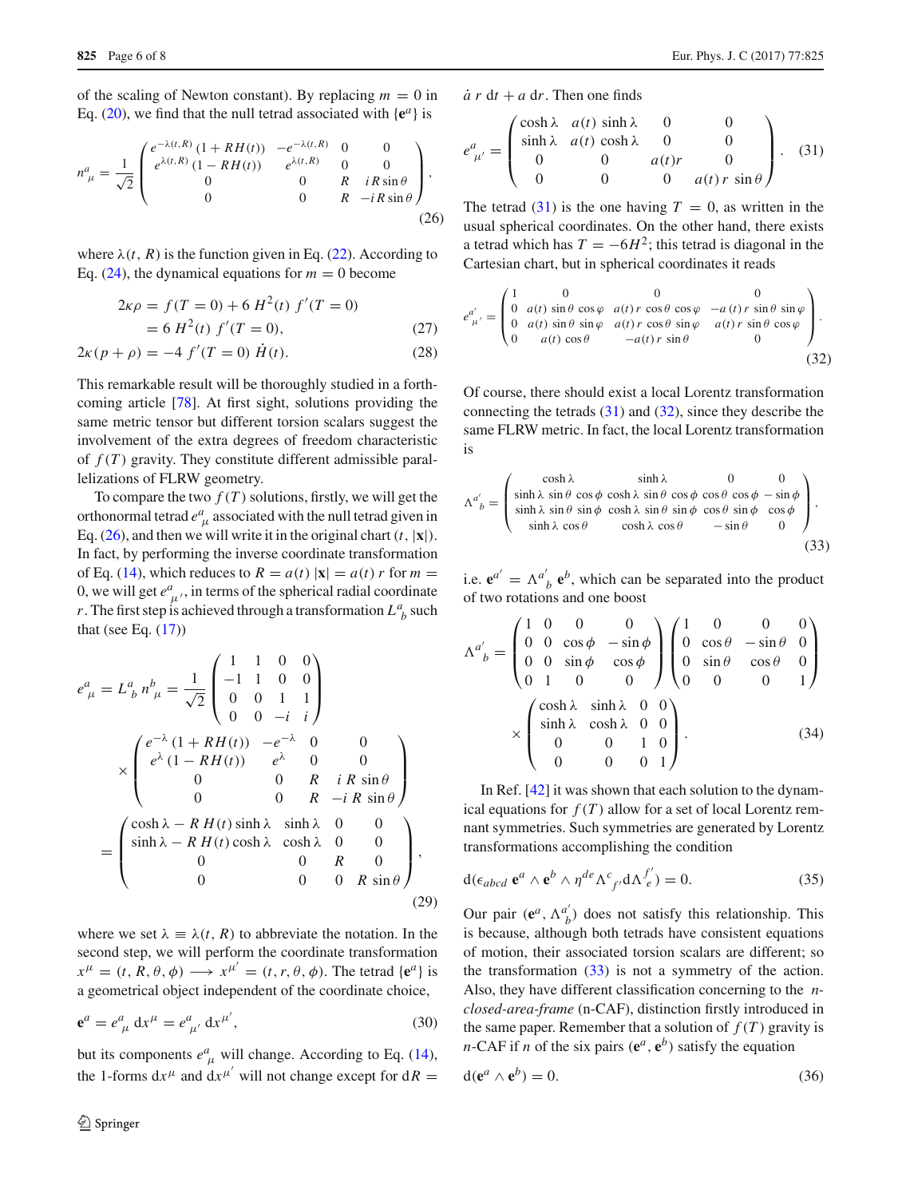of the scaling of Newton constant). By replacing $m = 0$ in Eq. (20), we find that the null tetrad associated with $\{\mathbf{e}^a\}$ is

$$n^a{}_\mu = \frac{1}{\sqrt{2}} \begin{pmatrix} e^{-\lambda(t,R)}\,(1+RH(t)) & -e^{-\lambda(t,R)} & 0 & 0 \\ e^{\lambda(t,R)}\,(1-RH(t)) & e^{\lambda(t,R)} & 0 & 0 \\ 0 & 0 & R & i\,R\sin\theta \\ 0 & 0 & R & -i\,R\sin\theta \end{pmatrix}, \tag{26}$$

where $\lambda(t, R)$ is the function given in Eq. (22). According to Eq. (24), the dynamical equations for $m = 0$ become

$$\begin{aligned} 2\kappa\rho &= f(T=0) + 6\,H^2(t)\; f'(T=0) \\ &= 6\,H^2(t)\; f'(T=0), \end{aligned} \tag{27}$$

$$2\kappa(p+\rho) = -4\; f'(T=0)\;\dot{H}(t). \tag{28}$$

This remarkable result will be thoroughly studied in a forthcoming article [78]. At first sight, solutions providing the same metric tensor but different torsion scalars suggest the involvement of the extra degrees of freedom characteristic of $f(T)$ gravity. They constitute different admissible parallelizations of FLRW geometry.

To compare the two $f(T)$ solutions, firstly, we will get the orthonormal tetrad $e^a{}_\mu$ associated with the null tetrad given in Eq. (26), and then we will write it in the original chart $(t, |\mathbf{x}|)$. In fact, by performing the inverse coordinate transformation of Eq. (14), which reduces to $R = a(t)\,|\mathbf{x}| = a(t)\,r$ for $m = 0$, we will get $e^a{}_{\mu'}$, in terms of the spherical radial coordinate $r$. The first step is achieved through a transformation $L^a{}_b$ such that (see Eq. (17))

$$\begin{aligned} e^a{}_\mu = L^a{}_b\, n^b{}_\mu &= \frac{1}{\sqrt{2}} \begin{pmatrix} 1 & 1 & 0 & 0 \\ -1 & 1 & 0 & 0 \\ 0 & 0 & 1 & 1 \\ 0 & 0 & -i & i \end{pmatrix} \\ &\times \begin{pmatrix} e^{-\lambda}\,(1+RH(t)) & -e^{-\lambda} & 0 & 0 \\ e^{\lambda}\,(1-RH(t)) & e^{\lambda} & 0 & 0 \\ 0 & 0 & R & i\,R\sin\theta \\ 0 & 0 & R & -i\,R\sin\theta \end{pmatrix} \\ &= \begin{pmatrix} \cosh\lambda - R\,H(t)\sinh\lambda & \sinh\lambda & 0 & 0 \\ \sinh\lambda - R\,H(t)\cosh\lambda & \cosh\lambda & 0 & 0 \\ 0 & 0 & R & 0 \\ 0 & 0 & 0 & R\sin\theta \end{pmatrix}, \end{aligned} \tag{29}$$

where we set $\lambda \equiv \lambda(t, R)$ to abbreviate the notation. In the second step, we will perform the coordinate transformation $x^\mu = (t, R, \theta, \phi) \longrightarrow x^{\mu'} = (t, r, \theta, \phi)$. The tetrad $\{\mathbf{e}^a\}$ is a geometrical object independent of the coordinate choice,

$$\mathbf{e}^a = e^a{}_\mu\, \mathrm{d}x^\mu = e^a{}_{\mu'}\, \mathrm{d}x^{\mu'}, \tag{30}$$

but its components $e^a{}_\mu$ will change. According to Eq. (14), the 1-forms $\mathrm{d}x^\mu$ and $\mathrm{d}x^{\mu'}$ will not change except for $\mathrm{d}R = \dot{a}\; r\; \mathrm{d}t + a\; \mathrm{d}r$. Then one finds

$$e^a{}_{\mu'} = \begin{pmatrix} \cosh\lambda & a(t)\sinh\lambda & 0 & 0 \\ \sinh\lambda & a(t)\cosh\lambda & 0 & 0 \\ 0 & 0 & a(t)r & 0 \\ 0 & 0 & 0 & a(t)\,r\,\sin\theta \end{pmatrix}. \tag{31}$$

The tetrad (31) is the one having $T = 0$, as written in the usual spherical coordinates. On the other hand, there exists a tetrad which has $T = -6H^2$; this tetrad is diagonal in the Cartesian chart, but in spherical coordinates it reads

$$e^{a'}{}_{\mu'} = \begin{pmatrix} 1 & 0 & 0 & 0 \\ 0 & a(t)\,\sin\theta\,\cos\varphi & a(t)\,r\,\cos\theta\,\cos\varphi & -a(t)\,r\,\sin\theta\,\sin\varphi \\ 0 & a(t)\,\sin\theta\,\sin\varphi & a(t)\,r\,\cos\theta\,\sin\varphi & a(t)\,r\,\sin\theta\,\cos\varphi \\ 0 & a(t)\,\cos\theta & -a(t)\,r\,\sin\theta & 0 \end{pmatrix}. \tag{32}$$

Of course, there should exist a local Lorentz transformation connecting the tetrads (31) and (32), since they describe the same FLRW metric. In fact, the local Lorentz transformation is

$$\Lambda^{a'}{}_b = \begin{pmatrix} \cosh\lambda & \sinh\lambda & 0 & 0 \\ \sinh\lambda\,\sin\theta\,\cos\phi & \cosh\lambda\,\sin\theta\,\cos\phi & \cos\theta\,\cos\phi & -\sin\phi \\ \sinh\lambda\,\sin\theta\,\sin\phi & \cosh\lambda\,\sin\theta\,\sin\phi & \cos\theta\,\sin\phi & \cos\phi \\ \sinh\lambda\,\cos\theta & \cosh\lambda\,\cos\theta & -\sin\theta & 0 \end{pmatrix}, \tag{33}$$

i.e. $\mathbf{e}^{a'} = \Lambda^{a'}{}_b\; \mathbf{e}^b$, which can be separated into the product of two rotations and one boost

$$\begin{aligned} \Lambda^{a'}{}_b = &\begin{pmatrix} 1 & 0 & 0 & 0 \\ 0 & 0 & \cos\phi & -\sin\phi \\ 0 & 0 & \sin\phi & \cos\phi \\ 0 & 1 & 0 & 0 \end{pmatrix} \begin{pmatrix} 1 & 0 & 0 & 0 \\ 0 & \cos\theta & -\sin\theta & 0 \\ 0 & \sin\theta & \cos\theta & 0 \\ 0 & 0 & 0 & 1 \end{pmatrix} \\ &\times \begin{pmatrix} \cosh\lambda & \sinh\lambda & 0 & 0 \\ \sinh\lambda & \cosh\lambda & 0 & 0 \\ 0 & 0 & 1 & 0 \\ 0 & 0 & 0 & 1 \end{pmatrix}. \end{aligned} \tag{34}$$

In Ref. [42] it was shown that each solution to the dynamical equations for $f(T)$ allow for a set of local Lorentz remnant symmetries. Such symmetries are generated by Lorentz transformations accomplishing the condition

$$\mathrm{d}(\epsilon_{abcd}\;\mathbf{e}^a \wedge \mathbf{e}^b \wedge \eta^{de}\Lambda^c{}_{f'}\mathrm{d}\Lambda^{f'}{}_e) = 0. \tag{35}$$

Our pair $(\mathbf{e}^a, \Lambda^{a'}{}_b)$ does not satisfy this relationship. This is because, although both tetrads have consistent equations of motion, their associated torsion scalars are different; so the transformation (33) is not a symmetry of the action. Also, they have different classification concerning to the *n-closed-area-frame* (n-CAF), distinction firstly introduced in the same paper. Remember that a solution of $f(T)$ gravity is $n$-CAF if $n$ of the six pairs $(\mathbf{e}^a, \mathbf{e}^b)$ satisfy the equation

$$\mathrm{d}(\mathbf{e}^a \wedge \mathbf{e}^b) = 0. \tag{36}$$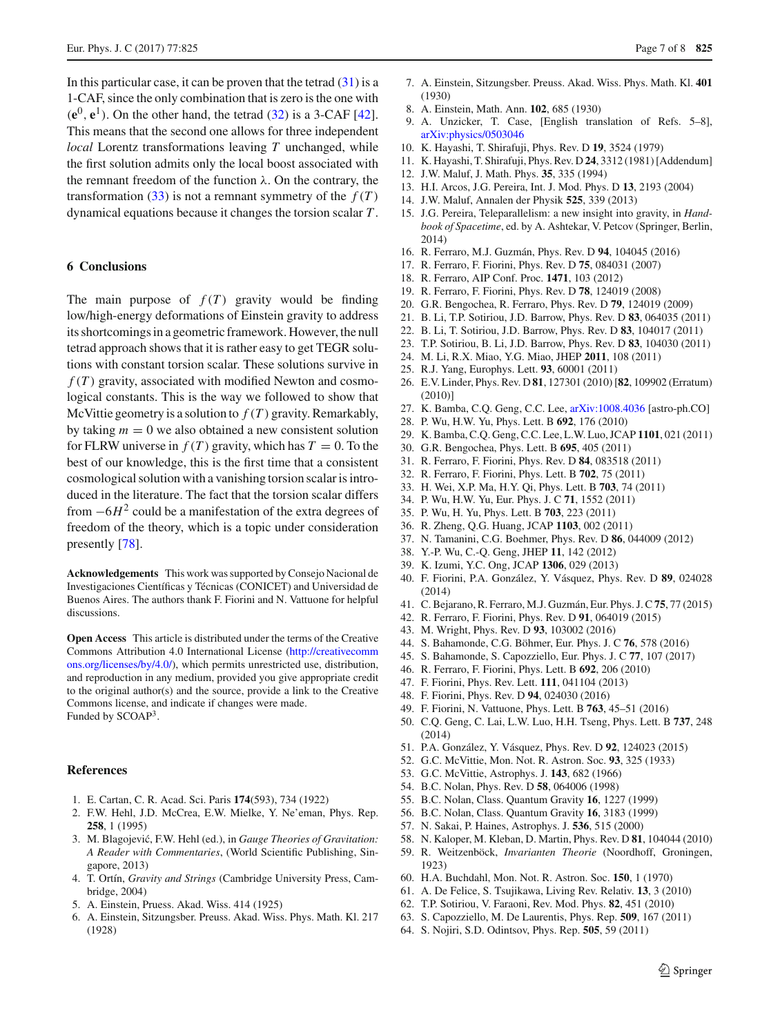In this particular case, it can be proven that the tetrad (31) is a 1-CAF, since the only combination that is zero is the one with $(\mathbf{e}^0, \mathbf{e}^1)$. On the other hand, the tetrad (32) is a 3-CAF [42]. This means that the second one allows for three independent *local* Lorentz transformations leaving $T$ unchanged, while the first solution admits only the local boost associated with the remnant freedom of the function $\lambda$. On the contrary, the transformation (33) is not a remnant symmetry of the $f(T)$ dynamical equations because it changes the torsion scalar $T$.

## 6 Conclusions

The main purpose of $f(T)$ gravity would be finding low/high-energy deformations of Einstein gravity to address its shortcomings in a geometric framework. However, the null tetrad approach shows that it is rather easy to get TEGR solutions with constant torsion scalar. These solutions survive in $f(T)$ gravity, associated with modified Newton and cosmological constants. This is the way we followed to show that McVittie geometry is a solution to $f(T)$ gravity. Remarkably, by taking $m = 0$ we also obtained a new consistent solution for FLRW universe in $f(T)$ gravity, which has $T = 0$. To the best of our knowledge, this is the first time that a consistent cosmological solution with a vanishing torsion scalar is introduced in the literature. The fact that the torsion scalar differs from $-6H^2$ could be a manifestation of the extra degrees of freedom of the theory, which is a topic under consideration presently [78].

**Acknowledgements** This work was supported by Consejo Nacional de Investigaciones Científicas y Técnicas (CONICET) and Universidad de Buenos Aires. The authors thank F. Fiorini and N. Vattuone for helpful discussions.

**Open Access** This article is distributed under the terms of the Creative Commons Attribution 4.0 International License (http://creativecommons.org/licenses/by/4.0/), which permits unrestricted use, distribution, and reproduction in any medium, provided you give appropriate credit to the original author(s) and the source, provide a link to the Creative Commons license, and indicate if changes were made.
Funded by SCOAP[3].

## References

1. E. Cartan, C. R. Acad. Sci. Paris **174**(593), 734 (1922)
2. F.W. Hehl, J.D. McCrea, E.W. Mielke, Y. Ne'eman, Phys. Rep. **258**, 1 (1995)
3. M. Blagojević, F.W. Hehl (ed.), in *Gauge Theories of Gravitation: A Reader with Commentaries*, (World Scientific Publishing, Singapore, 2013)
4. T. Ortín, *Gravity and Strings* (Cambridge University Press, Cambridge, 2004)
5. A. Einstein, Pruess. Akad. Wiss. 414 (1925)
6. A. Einstein, Sitzungsber. Preuss. Akad. Wiss. Phys. Math. Kl. 217 (1928)
7. A. Einstein, Sitzungsber. Preuss. Akad. Wiss. Phys. Math. Kl. **401** (1930)
8. A. Einstein, Math. Ann. **102**, 685 (1930)
9. A. Unzicker, T. Case, [English translation of Refs. 5–8], arXiv:physics/0503046
10. K. Hayashi, T. Shirafuji, Phys. Rev. D **19**, 3524 (1979)
11. K. Hayashi, T. Shirafuji, Phys. Rev. D **24**, 3312 (1981) [Addendum]
12. J.W. Maluf, J. Math. Phys. **35**, 335 (1994)
13. H.I. Arcos, J.G. Pereira, Int. J. Mod. Phys. D **13**, 2193 (2004)
14. J.W. Maluf, Annalen der Physik **525**, 339 (2013)
15. J.G. Pereira, Teleparallelism: a new insight into gravity, in *Handbook of Spacetime*, ed. by A. Ashtekar, V. Petcov (Springer, Berlin, 2014)
16. R. Ferraro, M.J. Guzmán, Phys. Rev. D **94**, 104045 (2016)
17. R. Ferraro, F. Fiorini, Phys. Rev. D **75**, 084031 (2007)
18. R. Ferraro, AIP Conf. Proc. **1471**, 103 (2012)
19. R. Ferraro, F. Fiorini, Phys. Rev. D **78**, 124019 (2008)
20. G.R. Bengochea, R. Ferraro, Phys. Rev. D **79**, 124019 (2009)
21. B. Li, T.P. Sotiriou, J.D. Barrow, Phys. Rev. D **83**, 064035 (2011)
22. B. Li, T. Sotiriou, J.D. Barrow, Phys. Rev. D **83**, 104017 (2011)
23. T.P. Sotiriou, B. Li, J.D. Barrow, Phys. Rev. D **83**, 104030 (2011)
24. M. Li, R.X. Miao, Y.G. Miao, JHEP **2011**, 108 (2011)
25. R.J. Yang, Europhys. Lett. **93**, 60001 (2011)
26. E.V. Linder, Phys. Rev. D **81**, 127301 (2010) [**82**, 109902 (Erratum) (2010)]
27. K. Bamba, C.Q. Geng, C.C. Lee, arXiv:1008.4036 [astro-ph.CO]
28. P. Wu, H.W. Yu, Phys. Lett. B **692**, 176 (2010)
29. K. Bamba, C.Q. Geng, C.C. Lee, L.W. Luo, JCAP **1101**, 021 (2011)
30. G.R. Bengochea, Phys. Lett. B **695**, 405 (2011)
31. R. Ferraro, F. Fiorini, Phys. Rev. D **84**, 083518 (2011)
32. R. Ferraro, F. Fiorini, Phys. Lett. B **702**, 75 (2011)
33. H. Wei, X.P. Ma, H.Y. Qi, Phys. Lett. B **703**, 74 (2011)
34. P. Wu, H.W. Yu, Eur. Phys. J. C **71**, 1552 (2011)
35. P. Wu, H. Yu, Phys. Lett. B **703**, 223 (2011)
36. R. Zheng, Q.G. Huang, JCAP **1103**, 002 (2011)
37. N. Tamanini, C.G. Boehmer, Phys. Rev. D **86**, 044009 (2012)
38. Y.-P. Wu, C.-Q. Geng, JHEP **11**, 142 (2012)
39. K. Izumi, Y.C. Ong, JCAP **1306**, 029 (2013)
40. F. Fiorini, P.A. González, Y. Vásquez, Phys. Rev. D **89**, 024028 (2014)
41. C. Bejarano, R. Ferraro, M.J. Guzmán, Eur. Phys. J. C **75**, 77 (2015)
42. R. Ferraro, F. Fiorini, Phys. Rev. D **91**, 064019 (2015)
43. M. Wright, Phys. Rev. D **93**, 103002 (2016)
44. S. Bahamonde, C.G. Böhmer, Eur. Phys. J. C **76**, 578 (2016)
45. S. Bahamonde, S. Capozziello, Eur. Phys. J. C **77**, 107 (2017)
46. R. Ferraro, F. Fiorini, Phys. Lett. B **692**, 206 (2010)
47. F. Fiorini, Phys. Rev. Lett. **111**, 041104 (2013)
48. F. Fiorini, Phys. Rev. D **94**, 024030 (2016)
49. F. Fiorini, N. Vattuone, Phys. Lett. B **763**, 45–51 (2016)
50. C.Q. Geng, C. Lai, L.W. Luo, H.H. Tseng, Phys. Lett. B **737**, 248 (2014)
51. P.A. González, Y. Vásquez, Phys. Rev. D **92**, 124023 (2015)
52. G.C. McVittie, Mon. Not. R. Astron. Soc. **93**, 325 (1933)
53. G.C. McVittie, Astrophys. J. **143**, 682 (1966)
54. B.C. Nolan, Phys. Rev. D **58**, 064006 (1998)
55. B.C. Nolan, Class. Quantum Gravity **16**, 1227 (1999)
56. B.C. Nolan, Class. Quantum Gravity **16**, 3183 (1999)
57. N. Sakai, P. Haines, Astrophys. J. **536**, 515 (2000)
58. N. Kaloper, M. Kleban, D. Martin, Phys. Rev. D **81**, 104044 (2010)
59. R. Weitzenböck, *Invarianten Theorie* (Noordhoff, Groningen, 1923)
60. H.A. Buchdahl, Mon. Not. R. Astron. Soc. **150**, 1 (1970)
61. A. De Felice, S. Tsujikawa, Living Rev. Relativ. **13**, 3 (2010)
62. T.P. Sotiriou, V. Faraoni, Rev. Mod. Phys. **82**, 451 (2010)
63. S. Capozziello, M. De Laurentis, Phys. Rep. **509**, 167 (2011)
64. S. Nojiri, S.D. Odintsov, Phys. Rep. **505**, 59 (2011)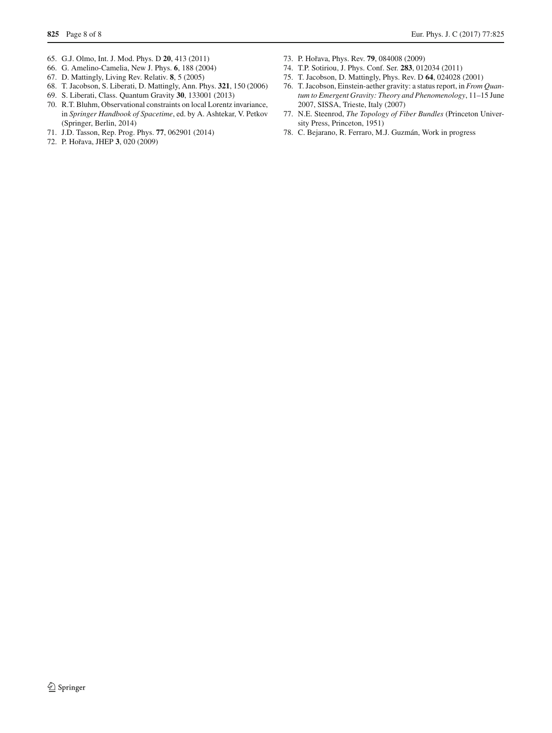65. G.J. Olmo, Int. J. Mod. Phys. D **20**, 413 (2011)
66. G. Amelino-Camelia, New J. Phys. **6**, 188 (2004)
67. D. Mattingly, Living Rev. Relativ. **8**, 5 (2005)
68. T. Jacobson, S. Liberati, D. Mattingly, Ann. Phys. **321**, 150 (2006)
69. S. Liberati, Class. Quantum Gravity **30**, 133001 (2013)
70. R.T. Bluhm, Observational constraints on local Lorentz invariance, in *Springer Handbook of Spacetime*, ed. by A. Ashtekar, V. Petkov (Springer, Berlin, 2014)
71. J.D. Tasson, Rep. Prog. Phys. **77**, 062901 (2014)
72. P. Hořava, JHEP **3**, 020 (2009)
73. P. Hořava, Phys. Rev. **79**, 084008 (2009)
74. T.P. Sotiriou, J. Phys. Conf. Ser. **283**, 012034 (2011)
75. T. Jacobson, D. Mattingly, Phys. Rev. D **64**, 024028 (2001)
76. T. Jacobson, Einstein-aether gravity: a status report, in *From Quantum to Emergent Gravity: Theory and Phenomenology*, 11–15 June 2007, SISSA, Trieste, Italy (2007)
77. N.E. Steenrod, *The Topology of Fiber Bundles* (Princeton University Press, Princeton, 1951)
78. C. Bejarano, R. Ferraro, M.J. Guzmán, Work in progress